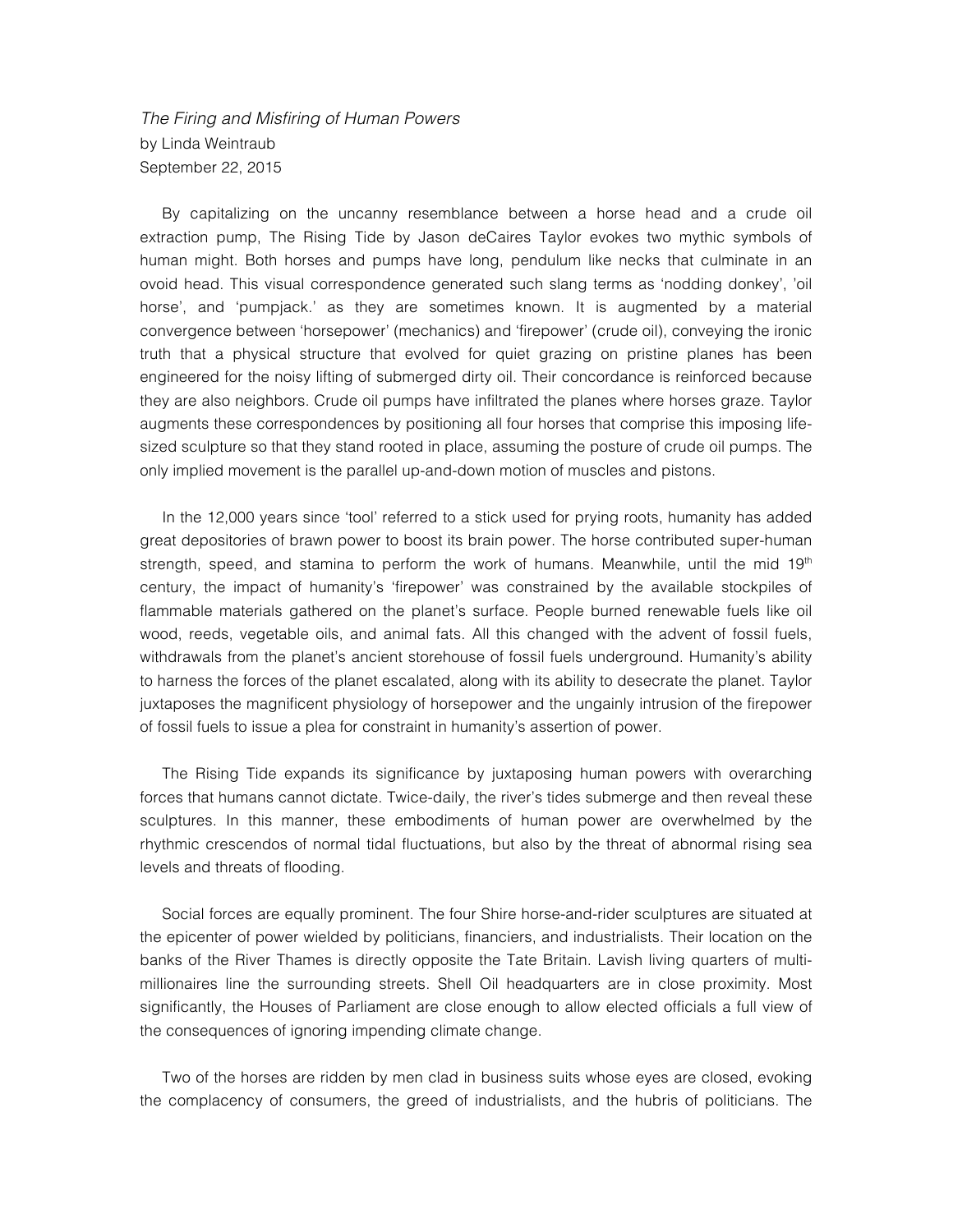*The Firing and Misfiring of Human Powers*
by Linda Weintraub
September 22, 2015

By capitalizing on the uncanny resemblance between a horse head and a crude oil extraction pump, The Rising Tide by Jason deCaires Taylor evokes two mythic symbols of human might. Both horses and pumps have long, pendulum like necks that culminate in an ovoid head. This visual correspondence generated such slang terms as 'nodding donkey', 'oil horse', and 'pumpjack.' as they are sometimes known. It is augmented by a material convergence between 'horsepower' (mechanics) and 'firepower' (crude oil), conveying the ironic truth that a physical structure that evolved for quiet grazing on pristine planes has been engineered for the noisy lifting of submerged dirty oil. Their concordance is reinforced because they are also neighbors. Crude oil pumps have infiltrated the planes where horses graze. Taylor augments these correspondences by positioning all four horses that comprise this imposing life-sized sculpture so that they stand rooted in place, assuming the posture of crude oil pumps. The only implied movement is the parallel up-and-down motion of muscles and pistons.

In the 12,000 years since 'tool' referred to a stick used for prying roots, humanity has added great depositories of brawn power to boost its brain power. The horse contributed super-human strength, speed, and stamina to perform the work of humans. Meanwhile, until the mid 19th century, the impact of humanity's 'firepower' was constrained by the available stockpiles of flammable materials gathered on the planet's surface. People burned renewable fuels like oil wood, reeds, vegetable oils, and animal fats. All this changed with the advent of fossil fuels, withdrawals from the planet's ancient storehouse of fossil fuels underground. Humanity's ability to harness the forces of the planet escalated, along with its ability to desecrate the planet. Taylor juxtaposes the magnificent physiology of horsepower and the ungainly intrusion of the firepower of fossil fuels to issue a plea for constraint in humanity's assertion of power.

The Rising Tide expands its significance by juxtaposing human powers with overarching forces that humans cannot dictate. Twice-daily, the river's tides submerge and then reveal these sculptures. In this manner, these embodiments of human power are overwhelmed by the rhythmic crescendos of normal tidal fluctuations, but also by the threat of abnormal rising sea levels and threats of flooding.

Social forces are equally prominent. The four Shire horse-and-rider sculptures are situated at the epicenter of power wielded by politicians, financiers, and industrialists. Their location on the banks of the River Thames is directly opposite the Tate Britain. Lavish living quarters of multi-millionaires line the surrounding streets. Shell Oil headquarters are in close proximity. Most significantly, the Houses of Parliament are close enough to allow elected officials a full view of the consequences of ignoring impending climate change.

Two of the horses are ridden by men clad in business suits whose eyes are closed, evoking the complacency of consumers, the greed of industrialists, and the hubris of politicians. The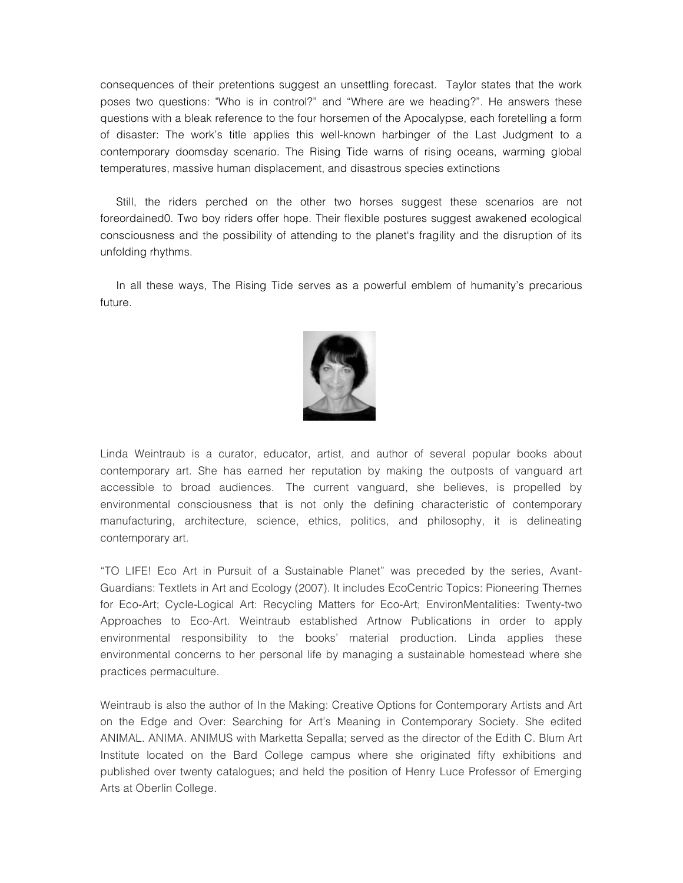consequences of their pretentions suggest an unsettling forecast. Taylor states that the work poses two questions: "Who is in control?" and "Where are we heading?". He answers these questions with a bleak reference to the four horsemen of the Apocalypse, each foretelling a form of disaster: The work's title applies this well-known harbinger of the Last Judgment to a contemporary doomsday scenario. The Rising Tide warns of rising oceans, warming global temperatures, massive human displacement, and disastrous species extinctions

Still, the riders perched on the other two horses suggest these scenarios are not foreordained0. Two boy riders offer hope. Their flexible postures suggest awakened ecological consciousness and the possibility of attending to the planet's fragility and the disruption of its unfolding rhythms.

In all these ways, The Rising Tide serves as a powerful emblem of humanity's precarious future.

Linda Weintraub is a curator, educator, artist, and author of several popular books about contemporary art. She has earned her reputation by making the outposts of vanguard art accessible to broad audiences. The current vanguard, she believes, is propelled by environmental consciousness that is not only the defining characteristic of contemporary manufacturing, architecture, science, ethics, politics, and philosophy, it is delineating contemporary art.

"TO LIFE! Eco Art in Pursuit of a Sustainable Planet" was preceded by the series, Avant-Guardians: Textlets in Art and Ecology (2007). It includes EcoCentric Topics: Pioneering Themes for Eco-Art; Cycle-Logical Art: Recycling Matters for Eco-Art; EnvironMentalities: Twenty-two Approaches to Eco-Art. Weintraub established Artnow Publications in order to apply environmental responsibility to the books' material production. Linda applies these environmental concerns to her personal life by managing a sustainable homestead where she practices permaculture.

Weintraub is also the author of In the Making: Creative Options for Contemporary Artists and Art on the Edge and Over: Searching for Art's Meaning in Contemporary Society. She edited ANIMAL. ANIMA. ANIMUS with Marketta Sepalla; served as the director of the Edith C. Blum Art Institute located on the Bard College campus where she originated fifty exhibitions and published over twenty catalogues; and held the position of Henry Luce Professor of Emerging Arts at Oberlin College.